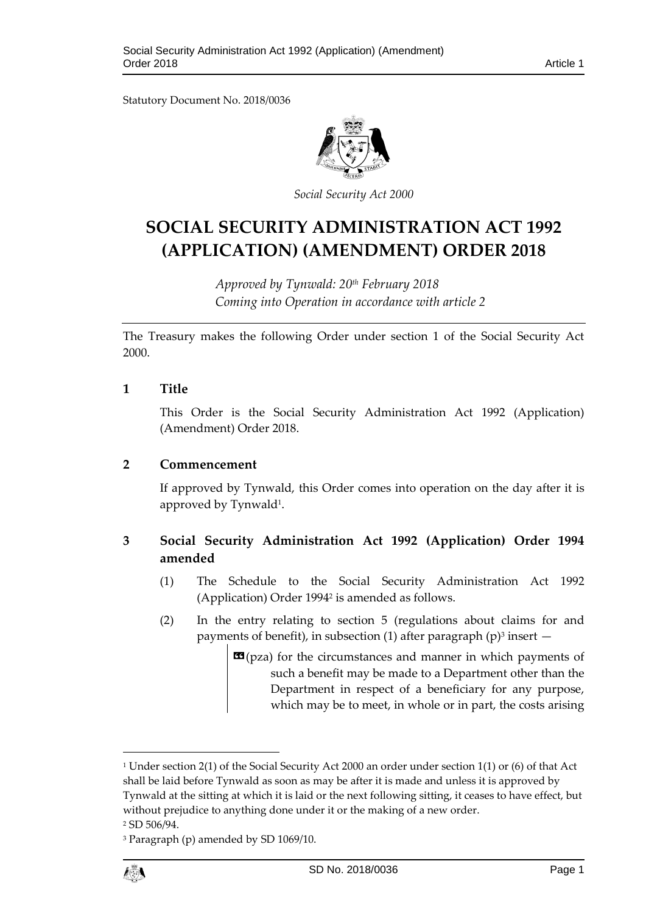Statutory Document No. 2018/0036

*Social Security Act 2000*

# SOCIAL SECURITY ADMINISTRATION ACT 1992 (APPLICATION) (AMENDMENT) ORDER 2018

*Approved by Tynwald: 20th February 2018*
*Coming into Operation in accordance with article 2*

The Treasury makes the following Order under section 1 of the Social Security Act 2000.

## 1 Title

This Order is the Social Security Administration Act 1992 (Application) (Amendment) Order 2018.

## 2 Commencement

If approved by Tynwald, this Order comes into operation on the day after it is approved by Tynwald[1].

## 3 Social Security Administration Act 1992 (Application) Order 1994 amended

(1) The Schedule to the Social Security Administration Act 1992 (Application) Order 1994[2] is amended as follows.

(2) In the entry relating to section 5 (regulations about claims for and payments of benefit), in subsection (1) after paragraph (p)[3] insert —

> «(pza) for the circumstances and manner in which payments of such a benefit may be made to a Department other than the Department in respect of a beneficiary for any purpose, which may be to meet, in whole or in part, the costs arising

---

[1] Under section 2(1) of the Social Security Act 2000 an order under section 1(1) or (6) of that Act shall be laid before Tynwald as soon as may be after it is made and unless it is approved by Tynwald at the sitting at which it is laid or the next following sitting, it ceases to have effect, but without prejudice to anything done under it or the making of a new order.

[2] SD 506/94.

[3] Paragraph (p) amended by SD 1069/10.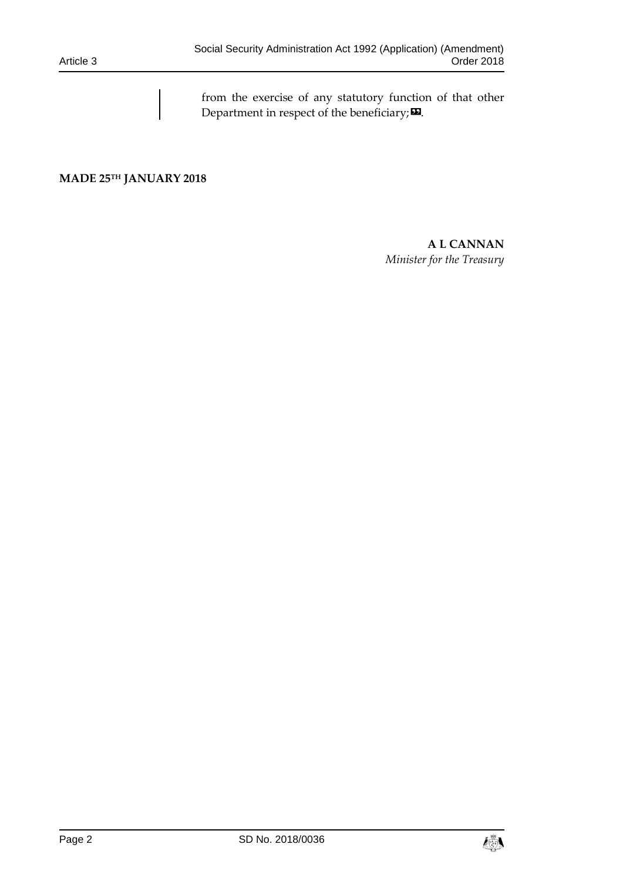from the exercise of any statutory function of that other Department in respect of the beneficiary;".

**MADE 25TH JANUARY 2018**

**A L CANNAN**
*Minister for the Treasury*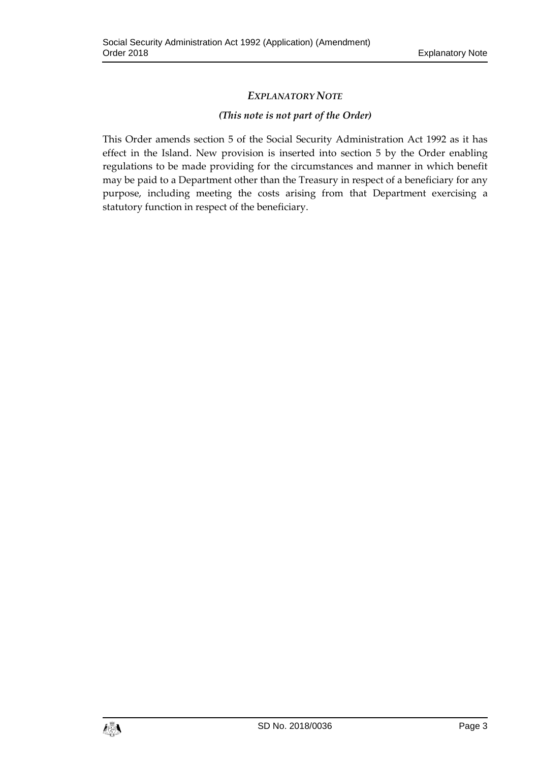## *EXPLANATORY NOTE*

***(This note is not part of the Order)***

This Order amends section 5 of the Social Security Administration Act 1992 as it has effect in the Island. New provision is inserted into section 5 by the Order enabling regulations to be made providing for the circumstances and manner in which benefit may be paid to a Department other than the Treasury in respect of a beneficiary for any purpose, including meeting the costs arising from that Department exercising a statutory function in respect of the beneficiary.